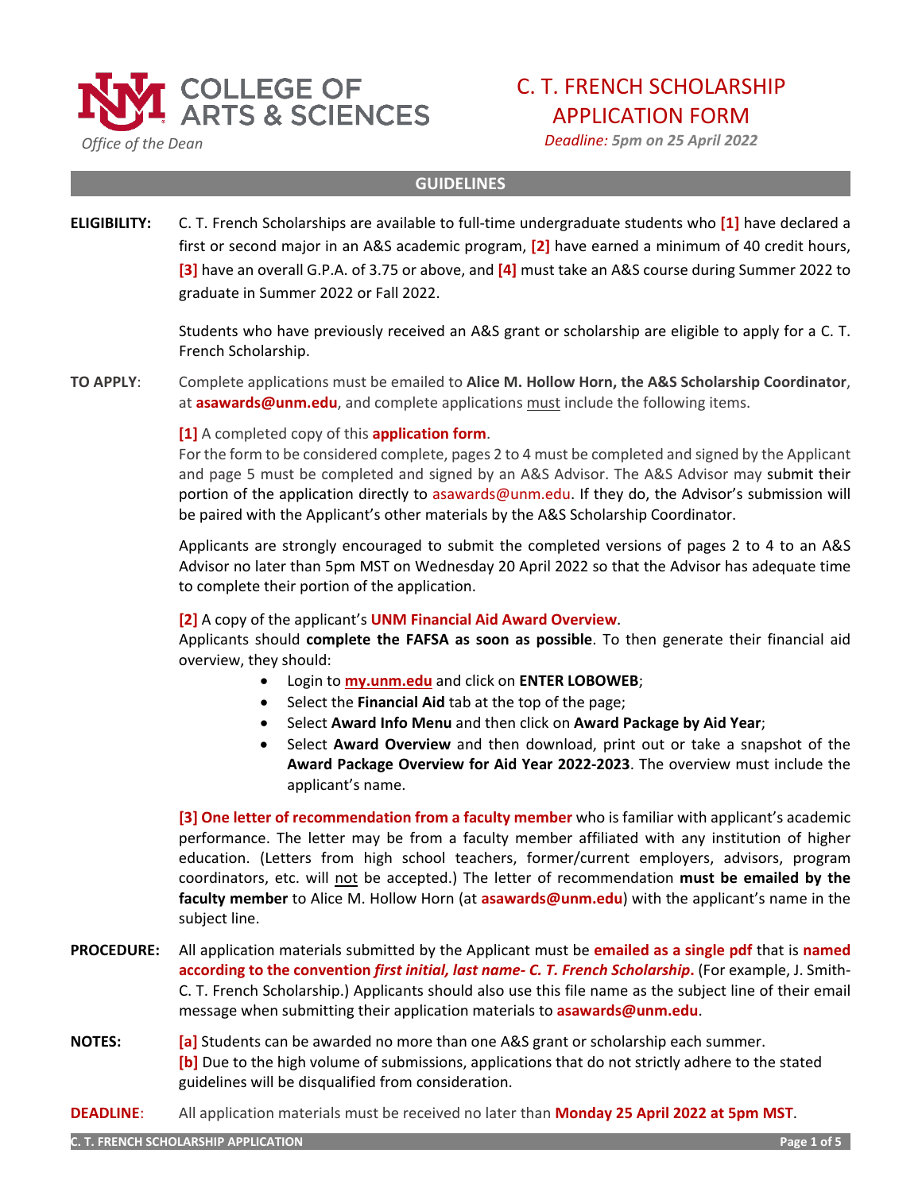COLLEGE OF ARTS & SCIENCES
*Office of the Dean*

# C. T. FRENCH SCHOLARSHIP APPLICATION FORM

*Deadline: 5pm on 25 April 2022*

## GUIDELINES

**ELIGIBILITY:** C. T. French Scholarships are available to full-time undergraduate students who **[1]** have declared a first or second major in an A&S academic program, **[2]** have earned a minimum of 40 credit hours, **[3]** have an overall G.P.A. of 3.75 or above, and **[4]** must take an A&S course during Summer 2022 to graduate in Summer 2022 or Fall 2022.

Students who have previously received an A&S grant or scholarship are eligible to apply for a C. T. French Scholarship.

**TO APPLY:** Complete applications must be emailed to **Alice M. Hollow Horn, the A&S Scholarship Coordinator**, at **asawards@unm.edu**, and complete applications must include the following items.

**[1]** A completed copy of this **application form**.
For the form to be considered complete, pages 2 to 4 must be completed and signed by the Applicant and page 5 must be completed and signed by an A&S Advisor. The A&S Advisor may submit their portion of the application directly to asawards@unm.edu. If they do, the Advisor's submission will be paired with the Applicant's other materials by the A&S Scholarship Coordinator.

Applicants are strongly encouraged to submit the completed versions of pages 2 to 4 to an A&S Advisor no later than 5pm MST on Wednesday 20 April 2022 so that the Advisor has adequate time to complete their portion of the application.

**[2]** A copy of the applicant's **UNM Financial Aid Award Overview**.
Applicants should **complete the FAFSA as soon as possible**. To then generate their financial aid overview, they should:

- Login to **my.unm.edu** and click on **ENTER LOBOWEB**;
- Select the **Financial Aid** tab at the top of the page;
- Select **Award Info Menu** and then click on **Award Package by Aid Year**;
- Select **Award Overview** and then download, print out or take a snapshot of the **Award Package Overview for Aid Year 2022-2023**. The overview must include the applicant's name.

**[3] One letter of recommendation from a faculty member** who is familiar with applicant's academic performance. The letter may be from a faculty member affiliated with any institution of higher education. (Letters from high school teachers, former/current employers, advisors, program coordinators, etc. will not be accepted.) The letter of recommendation **must be emailed by the faculty member** to Alice M. Hollow Horn (at **asawards@unm.edu**) with the applicant's name in the subject line.

**PROCEDURE:** All application materials submitted by the Applicant must be **emailed as a single pdf** that is **named according to the convention *first initial, last name- C. T. French Scholarship*.** (For example, J. Smith-C. T. French Scholarship.) Applicants should also use this file name as the subject line of their email message when submitting their application materials to **asawards@unm.edu**.

**NOTES:** **[a]** Students can be awarded no more than one A&S grant or scholarship each summer.
**[b]** Due to the high volume of submissions, applications that do not strictly adhere to the stated guidelines will be disqualified from consideration.

**DEADLINE:** All application materials must be received no later than **Monday 25 April 2022 at 5pm MST**.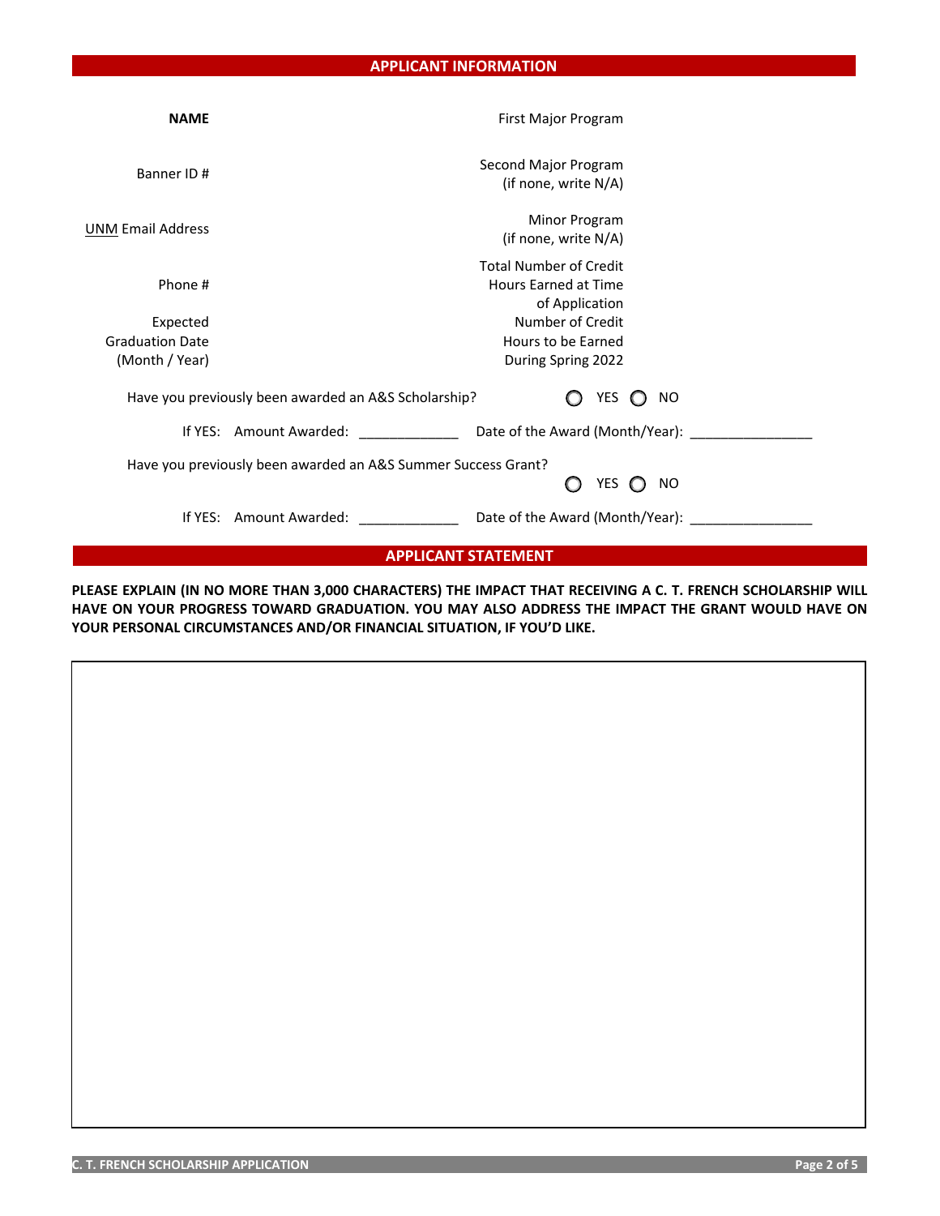## APPLICANT INFORMATION

| | | | |
|---|---|---|---|
| **NAME** | | First Major Program | |
| Banner ID # | | Second Major Program (if none, write N/A) | |
| UNM Email Address | | Minor Program (if none, write N/A) | |
| Phone # | | Total Number of Credit Hours Earned at Time of Application | |
| Expected Graduation Date (Month / Year) | | Number of Credit Hours to be Earned During Spring 2022 | |

Have you previously been awarded an A&S Scholarship? ○ YES ○ NO

If YES: Amount Awarded: _____________ Date of the Award (Month/Year): ________________

Have you previously been awarded an A&S Summer Success Grant? ○ YES ○ NO

If YES: Amount Awarded: _____________ Date of the Award (Month/Year): ________________

## APPLICANT STATEMENT

**PLEASE EXPLAIN (IN NO MORE THAN 3,000 CHARACTERS) THE IMPACT THAT RECEIVING A C. T. FRENCH SCHOLARSHIP WILL HAVE ON YOUR PROGRESS TOWARD GRADUATION. YOU MAY ALSO ADDRESS THE IMPACT THE GRANT WOULD HAVE ON YOUR PERSONAL CIRCUMSTANCES AND/OR FINANCIAL SITUATION, IF YOU'D LIKE.**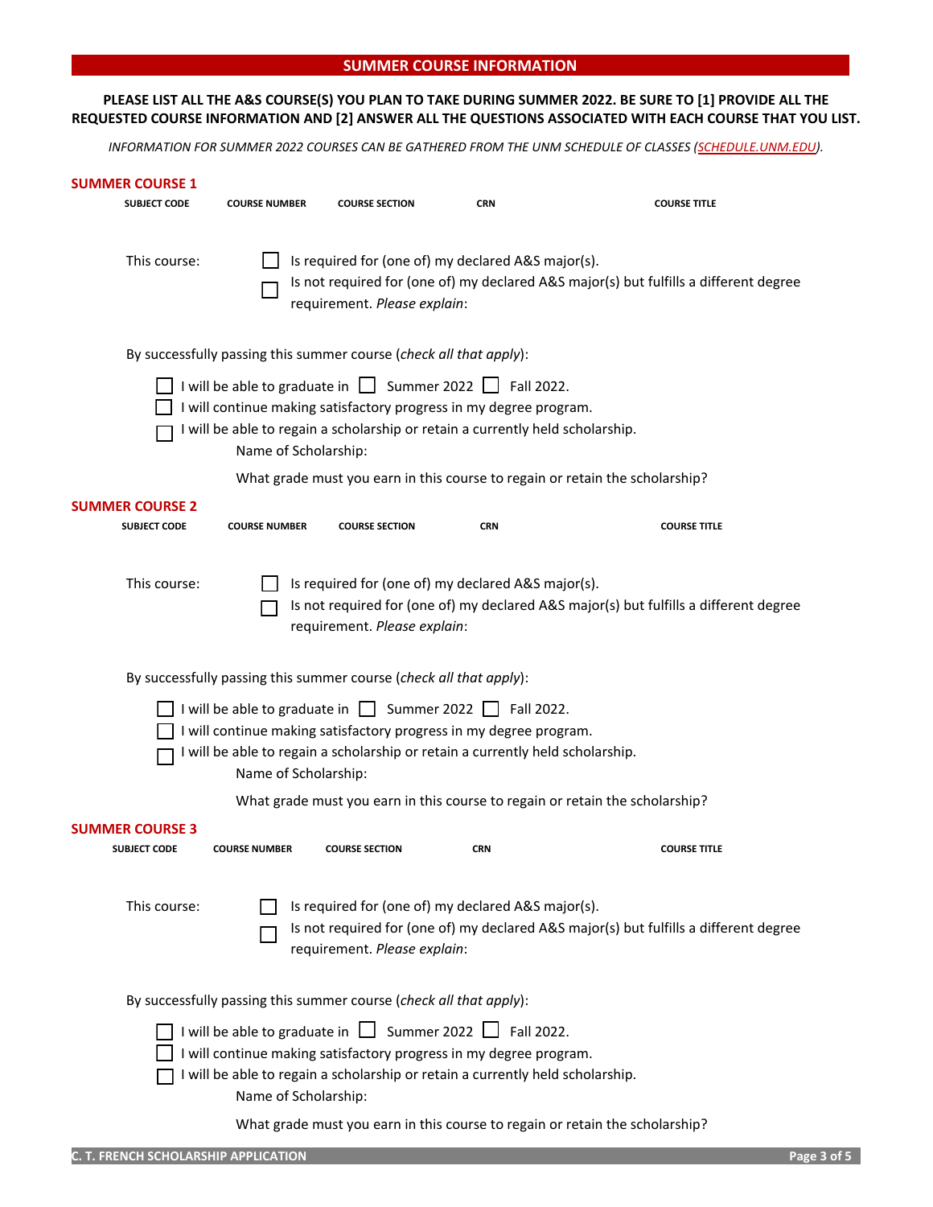## SUMMER COURSE INFORMATION

**PLEASE LIST ALL THE A&S COURSE(S) YOU PLAN TO TAKE DURING SUMMER 2022. BE SURE TO [1] PROVIDE ALL THE REQUESTED COURSE INFORMATION AND [2] ANSWER ALL THE QUESTIONS ASSOCIATED WITH EACH COURSE THAT YOU LIST.**

*INFORMATION FOR SUMMER 2022 COURSES CAN BE GATHERED FROM THE UNM SCHEDULE OF CLASSES (SCHEDULE.UNM.EDU).*

### SUMMER COURSE 1

| SUBJECT CODE | COURSE NUMBER | COURSE SECTION | CRN | COURSE TITLE |
|---|---|---|---|---|
| | | | | |

This course:

- ☐ Is required for (one of) my declared A&S major(s).
- ☐ Is not required for (one of) my declared A&S major(s) but fulfills a different degree requirement. *Please explain*:

By successfully passing this summer course (*check all that apply*):

- ☐ I will be able to graduate in ☐ Summer 2022 ☐ Fall 2022.
- ☐ I will continue making satisfactory progress in my degree program.
- ☐ I will be able to regain a scholarship or retain a currently held scholarship.
  - Name of Scholarship:
  - What grade must you earn in this course to regain or retain the scholarship?

### SUMMER COURSE 2

| SUBJECT CODE | COURSE NUMBER | COURSE SECTION | CRN | COURSE TITLE |
|---|---|---|---|---|
| | | | | |

This course:

- ☐ Is required for (one of) my declared A&S major(s).
- ☐ Is not required for (one of) my declared A&S major(s) but fulfills a different degree requirement. *Please explain*:

By successfully passing this summer course (*check all that apply*):

- ☐ I will be able to graduate in ☐ Summer 2022 ☐ Fall 2022.
- ☐ I will continue making satisfactory progress in my degree program.
- ☐ I will be able to regain a scholarship or retain a currently held scholarship.
  - Name of Scholarship:
  - What grade must you earn in this course to regain or retain the scholarship?

### SUMMER COURSE 3

| SUBJECT CODE | COURSE NUMBER | COURSE SECTION | CRN | COURSE TITLE |
|---|---|---|---|---|
| | | | | |

This course:

- ☐ Is required for (one of) my declared A&S major(s).
- ☐ Is not required for (one of) my declared A&S major(s) but fulfills a different degree requirement. *Please explain*:

By successfully passing this summer course (*check all that apply*):

- ☐ I will be able to graduate in ☐ Summer 2022 ☐ Fall 2022.
- ☐ I will continue making satisfactory progress in my degree program.
- ☐ I will be able to regain a scholarship or retain a currently held scholarship.
  - Name of Scholarship:
  - What grade must you earn in this course to regain or retain the scholarship?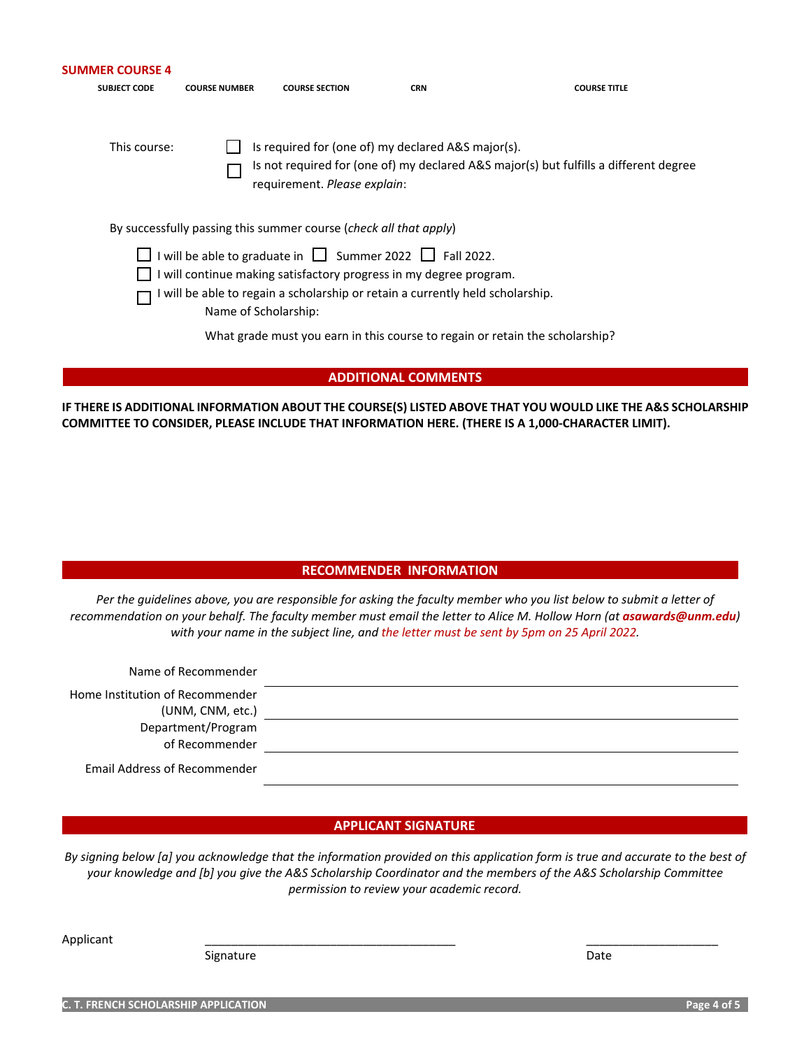**SUMMER COURSE 4**

| SUBJECT CODE | COURSE NUMBER | COURSE SECTION | CRN | COURSE TITLE |
| --- | --- | --- | --- | --- |
| | | | | |

This course:

- ☐ Is required for (one of) my declared A&S major(s).
- ☐ Is not required for (one of) my declared A&S major(s) but fulfills a different degree requirement. *Please explain*:

By successfully passing this summer course (*check all that apply*)

- ☐ I will be able to graduate in ☐ Summer 2022 ☐ Fall 2022.
- ☐ I will continue making satisfactory progress in my degree program.
- ☐ I will be able to regain a scholarship or retain a currently held scholarship.

  Name of Scholarship:

  What grade must you earn in this course to regain or retain the scholarship?

## ADDITIONAL COMMENTS

**IF THERE IS ADDITIONAL INFORMATION ABOUT THE COURSE(S) LISTED ABOVE THAT YOU WOULD LIKE THE A&S SCHOLARSHIP COMMITTEE TO CONSIDER, PLEASE INCLUDE THAT INFORMATION HERE. (THERE IS A 1,000-CHARACTER LIMIT).**

## RECOMMENDER INFORMATION

*Per the guidelines above, you are responsible for asking the faculty member who you list below to submit a letter of recommendation on your behalf. The faculty member must email the letter to Alice M. Hollow Horn (at **asawards@unm.edu**) with your name in the subject line, and the letter must be sent by 5pm on 25 April 2022.*

Name of Recommender ______________________________

Home Institution of Recommender (UNM, CNM, etc.) ______________________________

Department/Program of Recommender ______________________________

Email Address of Recommender ______________________________

## APPLICANT SIGNATURE

*By signing below [a] you acknowledge that the information provided on this application form is true and accurate to the best of your knowledge and [b] you give the A&S Scholarship Coordinator and the members of the A&S Scholarship Committee permission to review your academic record.*

Applicant ______________________________ ____________________

Signature Date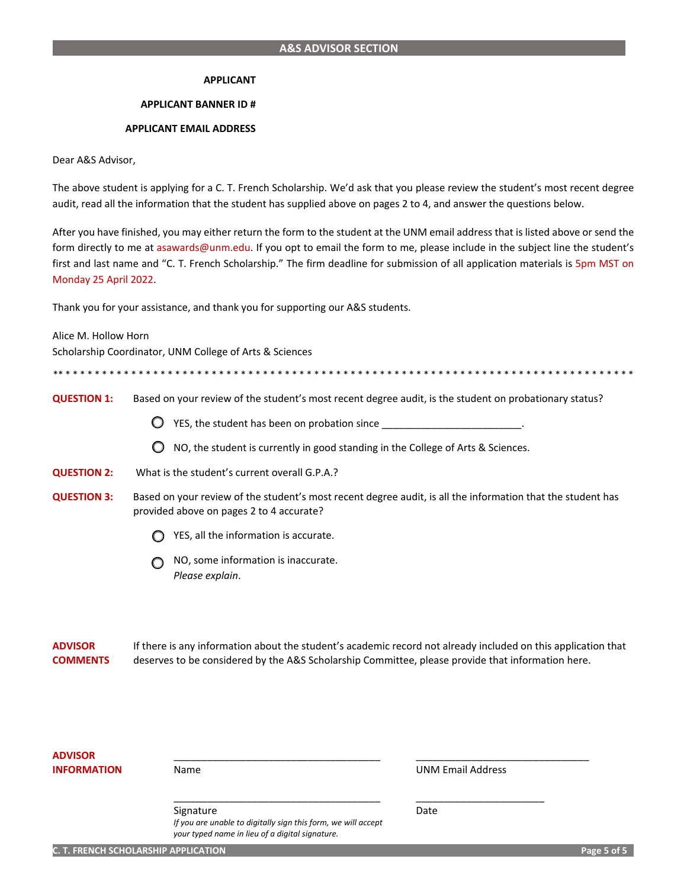## A&S ADVISOR SECTION

**APPLICANT**

**APPLICANT BANNER ID #**

**APPLICANT EMAIL ADDRESS**

Dear A&S Advisor,

The above student is applying for a C. T. French Scholarship. We'd ask that you please review the student's most recent degree audit, read all the information that the student has supplied above on pages 2 to 4, and answer the questions below.

After you have finished, you may either return the form to the student at the UNM email address that is listed above or send the form directly to me at asawards@unm.edu. If you opt to email the form to me, please include in the subject line the student's first and last name and "C. T. French Scholarship." The firm deadline for submission of all application materials is 5pm MST on Monday 25 April 2022.

Thank you for your assistance, and thank you for supporting our A&S students.

Alice M. Hollow Horn
Scholarship Coordinator, UNM College of Arts & Sciences

*************************************************************************************

**QUESTION 1:** Based on your review of the student's most recent degree audit, is the student on probationary status?

- ◯ YES, the student has been on probation since ________________________.
- ◯ NO, the student is currently in good standing in the College of Arts & Sciences.

**QUESTION 2:** What is the student's current overall G.P.A.?

**QUESTION 3:** Based on your review of the student's most recent degree audit, is all the information that the student has provided above on pages 2 to 4 accurate?

- ◯ YES, all the information is accurate.
- ◯ NO, some information is inaccurate.
  *Please explain*.

**ADVISOR COMMENTS** If there is any information about the student's academic record not already included on this application that deserves to be considered by the A&S Scholarship Committee, please provide that information here.

**ADVISOR INFORMATION**

_____________________________________ Name

_______________________________ UNM Email Address

_____________________________________ Signature
*If you are unable to digitally sign this form, we will accept your typed name in lieu of a digital signature.*

_______________________ Date